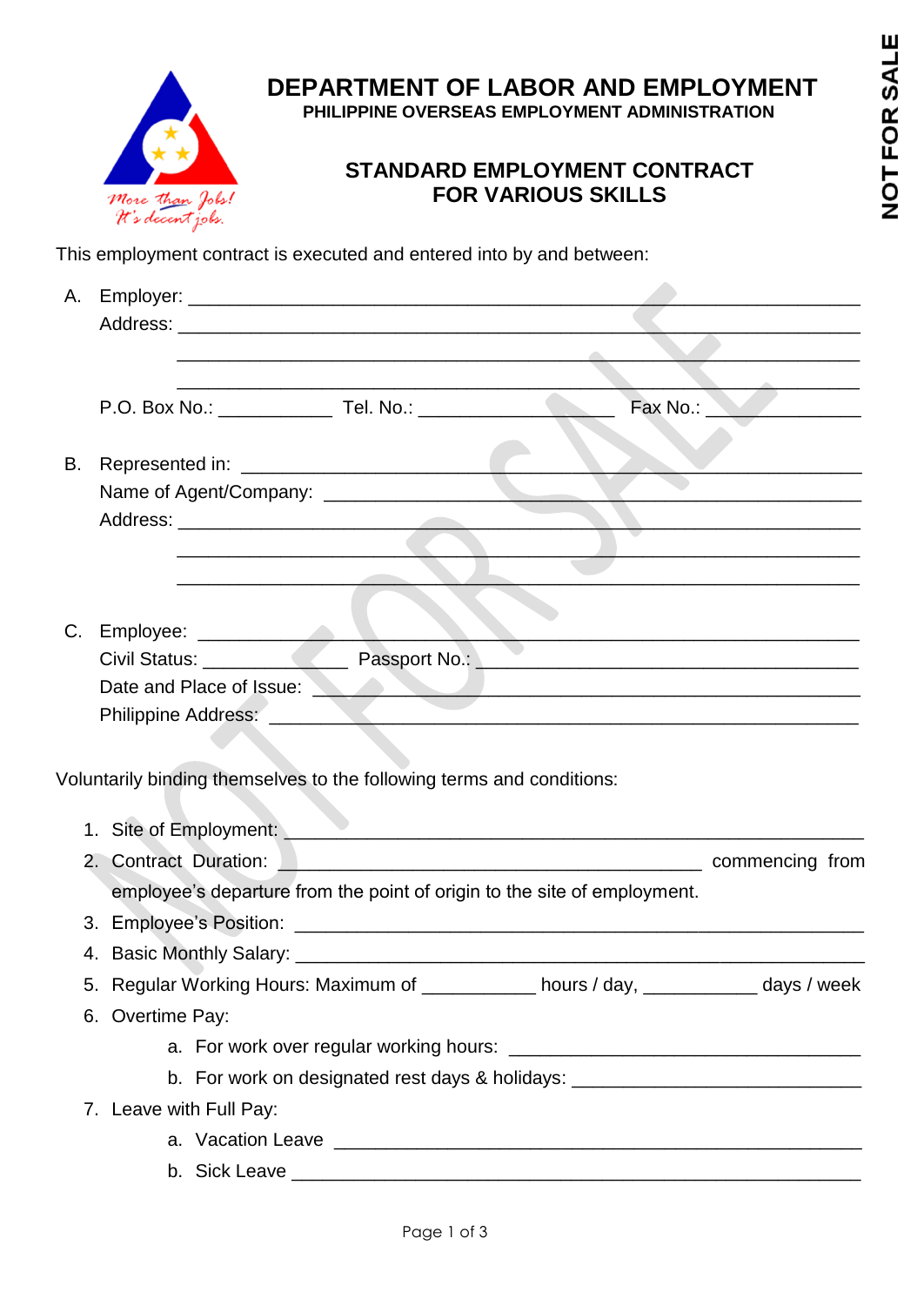# DEPARTMENT OF LABOR AND EMPLOYMENT

**PHILIPPINE OVERSEAS EMPLOYMENT ADMINISTRATION**

## STANDARD EMPLOYMENT CONTRACT FOR VARIOUS SKILLS

NOT FOR SALE

This employment contract is executed and entered into by and between:

A. Employer: ___________________________________________________________
   Address: ___________________________________________________________
   ___________________________________________________________
   ___________________________________________________________
   P.O. Box No.: ___________ Tel. No.: __________________ Fax No.: __________

B. Represented in: ___________________________________________________________
   Name of Agent/Company: ______________________________________________
   Address: ___________________________________________________________
   ___________________________________________________________
   ___________________________________________________________

C. Employee: ___________________________________________________________
   Civil Status: _____________ Passport No.: ____________________________
   Date and Place of Issue: ______________________________________________
   Philippine Address: ___________________________________________________

Voluntarily binding themselves to the following terms and conditions:

1. Site of Employment: ___________________________________________________
2. Contract Duration: ________________________________________ commencing from employee's departure from the point of origin to the site of employment.
3. Employee's Position: ___________________________________________________
4. Basic Monthly Salary: __________________________________________________
5. Regular Working Hours: Maximum of ___________ hours / day, ___________ days / week
6. Overtime Pay:
   a. For work over regular working hours: ________________________________
   b. For work on designated rest days & holidays: _________________________
7. Leave with Full Pay:
   a. Vacation Leave ______________________________________________________
   b. Sick Leave _________________________________________________________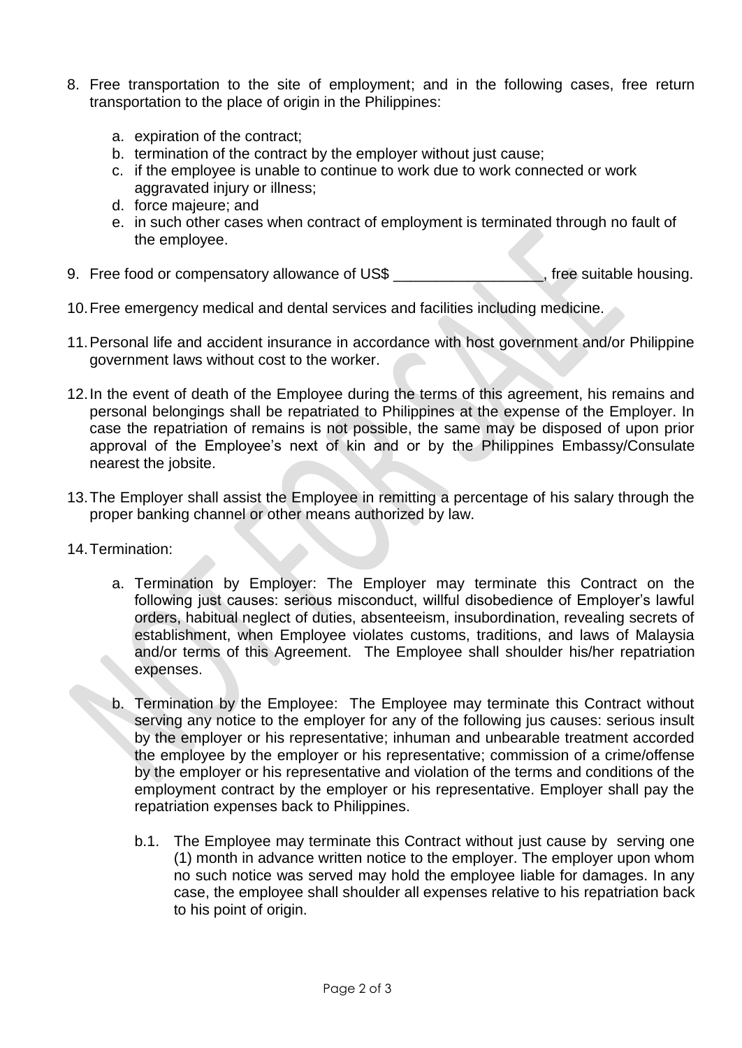8. Free transportation to the site of employment; and in the following cases, free return transportation to the place of origin in the Philippines:

   a. expiration of the contract;
   b. termination of the contract by the employer without just cause;
   c. if the employee is unable to continue to work due to work connected or work aggravated injury or illness;
   d. force majeure; and
   e. in such other cases when contract of employment is terminated through no fault of the employee.

9. Free food or compensatory allowance of US$ __________________, free suitable housing.

10. Free emergency medical and dental services and facilities including medicine.

11. Personal life and accident insurance in accordance with host government and/or Philippine government laws without cost to the worker.

12. In the event of death of the Employee during the terms of this agreement, his remains and personal belongings shall be repatriated to Philippines at the expense of the Employer. In case the repatriation of remains is not possible, the same may be disposed of upon prior approval of the Employee's next of kin and or by the Philippines Embassy/Consulate nearest the jobsite.

13. The Employer shall assist the Employee in remitting a percentage of his salary through the proper banking channel or other means authorized by law.

14. Termination:

   a. Termination by Employer: The Employer may terminate this Contract on the following just causes: serious misconduct, willful disobedience of Employer's lawful orders, habitual neglect of duties, absenteeism, insubordination, revealing secrets of establishment, when Employee violates customs, traditions, and laws of Malaysia and/or terms of this Agreement. The Employee shall shoulder his/her repatriation expenses.

   b. Termination by the Employee: The Employee may terminate this Contract without serving any notice to the employer for any of the following jus causes: serious insult by the employer or his representative; inhuman and unbearable treatment accorded the employee by the employer or his representative; commission of a crime/offense by the employer or his representative and violation of the terms and conditions of the employment contract by the employer or his representative. Employer shall pay the repatriation expenses back to Philippines.

      b.1. The Employee may terminate this Contract without just cause by serving one (1) month in advance written notice to the employer. The employer upon whom no such notice was served may hold the employee liable for damages. In any case, the employee shall shoulder all expenses relative to his repatriation back to his point of origin.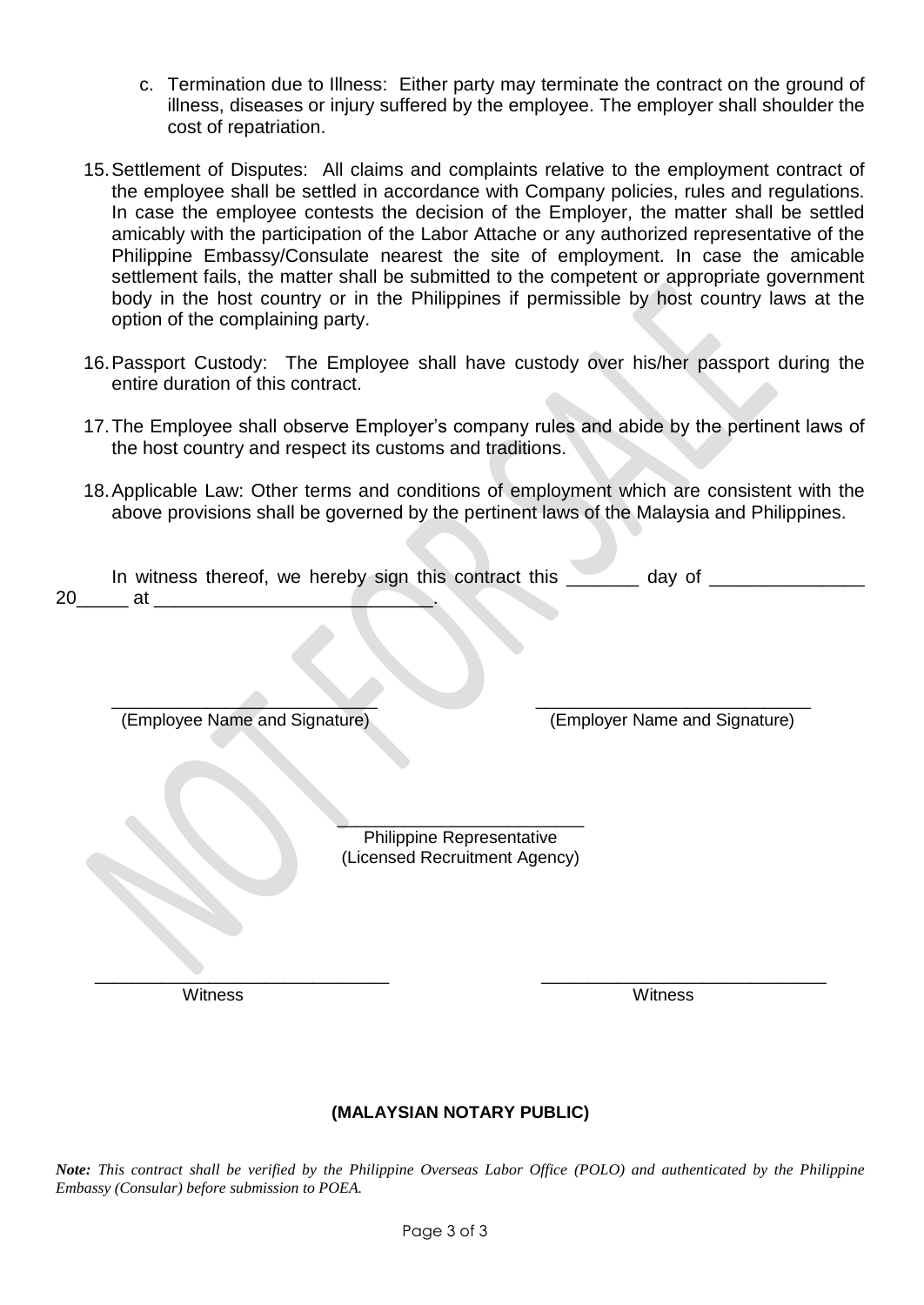c. Termination due to Illness: Either party may terminate the contract on the ground of illness, diseases or injury suffered by the employee. The employer shall shoulder the cost of repatriation.

15. Settlement of Disputes: All claims and complaints relative to the employment contract of the employee shall be settled in accordance with Company policies, rules and regulations. In case the employee contests the decision of the Employer, the matter shall be settled amicably with the participation of the Labor Attache or any authorized representative of the Philippine Embassy/Consulate nearest the site of employment. In case the amicable settlement fails, the matter shall be submitted to the competent or appropriate government body in the host country or in the Philippines if permissible by host country laws at the option of the complaining party.

16. Passport Custody: The Employee shall have custody over his/her passport during the entire duration of this contract.

17. The Employee shall observe Employer's company rules and abide by the pertinent laws of the host country and respect its customs and traditions.

18. Applicable Law: Other terms and conditions of employment which are consistent with the above provisions shall be governed by the pertinent laws of the Malaysia and Philippines.

In witness thereof, we hereby sign this contract this _______ day of _______________ 20_____ at __________________________.

___________________________
(Employee Name and Signature)

____________________________
(Employer Name and Signature)

_________________________
Philippine Representative
(Licensed Recruitment Agency)

______________________________
Witness

_____________________________
Witness

**(MALAYSIAN NOTARY PUBLIC)**

***Note:*** *This contract shall be verified by the Philippine Overseas Labor Office (POLO) and authenticated by the Philippine Embassy (Consular) before submission to POEA.*